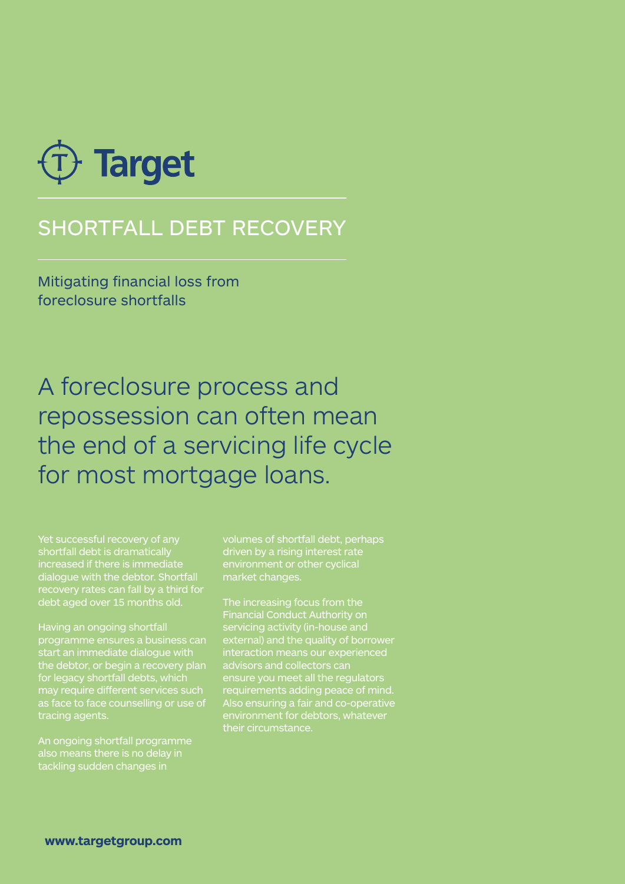# Target

## SHORTFALL DEBT RECOVERY

Mitigating financial loss from foreclosure shortfalls

### A foreclosure process and repossession can often mean the end of a servicing life cycle for most mortgage loans.

Yet successful recovery of any shortfall debt is dramatically increased if there is immediate dialogue with the debtor. Shortfall recovery rates can fall by a third for debt aged over 15 months old.

Having an ongoing shortfall programme ensures a business can start an immediate dialogue with the debtor, or begin a recovery plan for legacy shortfall debts, which may require different services such as face to face counselling or use of tracing agents.

An ongoing shortfall programme also means there is no delay in tackling sudden changes in volumes of shortfall debt, perhaps driven by a rising interest rate environment or other cyclical market changes.

The increasing focus from the Financial Conduct Authority on servicing activity (in-house and external) and the quality of borrower interaction means our experienced advisors and collectors can ensure you meet all the regulators requirements adding peace of mind. Also ensuring a fair and co-operative environment for debtors, whatever their circumstance.

**www.targetgroup.com**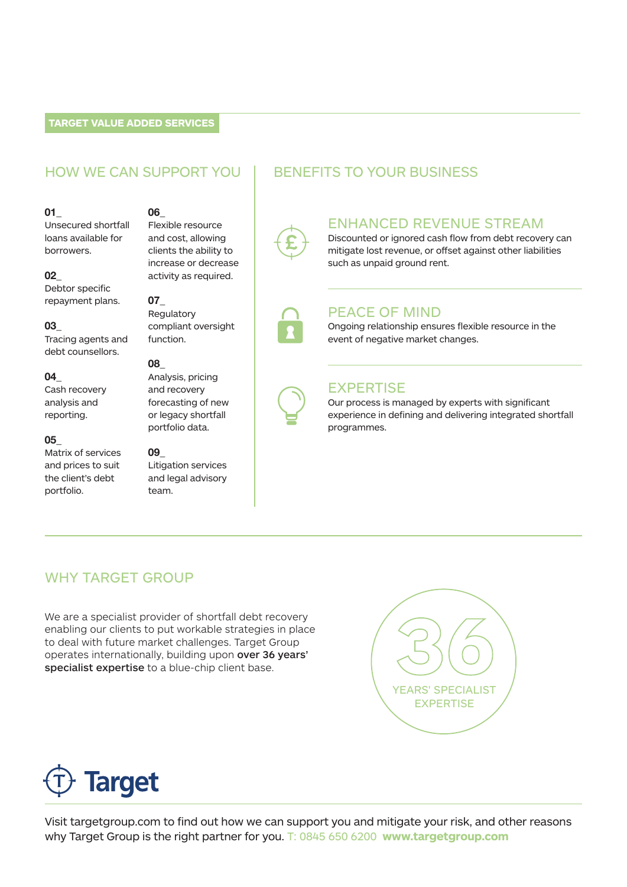**TARGET VALUE ADDED SERVICES**

## HOW WE CAN SUPPORT YOU

**01_**
Unsecured shortfall loans available for borrowers.

**02_**
Debtor specific repayment plans.

**03_**
Tracing agents and debt counsellors.

**04_**
Cash recovery analysis and reporting.

**05_**
Matrix of services and prices to suit the client's debt portfolio.

**06_**
Flexible resource and cost, allowing clients the ability to increase or decrease activity as required.

**07_**
Regulatory compliant oversight function.

**08_**
Analysis, pricing and recovery forecasting of new or legacy shortfall portfolio data.

**09_**
Litigation services and legal advisory team.

## BENEFITS TO YOUR BUSINESS

### ENHANCED REVENUE STREAM

Discounted or ignored cash flow from debt recovery can mitigate lost revenue, or offset against other liabilities such as unpaid ground rent.

### PEACE OF MIND

Ongoing relationship ensures flexible resource in the event of negative market changes.

### EXPERTISE

Our process is managed by experts with significant experience in defining and delivering integrated shortfall programmes.

## WHY TARGET GROUP

We are a specialist provider of shortfall debt recovery enabling our clients to put workable strategies in place to deal with future market challenges. Target Group operates internationally, building upon **over 36 years' specialist expertise** to a blue-chip client base.

36
YEARS' SPECIALIST EXPERTISE

Target

Visit targetgroup.com to find out how we can support you and mitigate your risk, and other reasons why Target Group is the right partner for you. T: 0845 650 6200 **www.targetgroup.com**